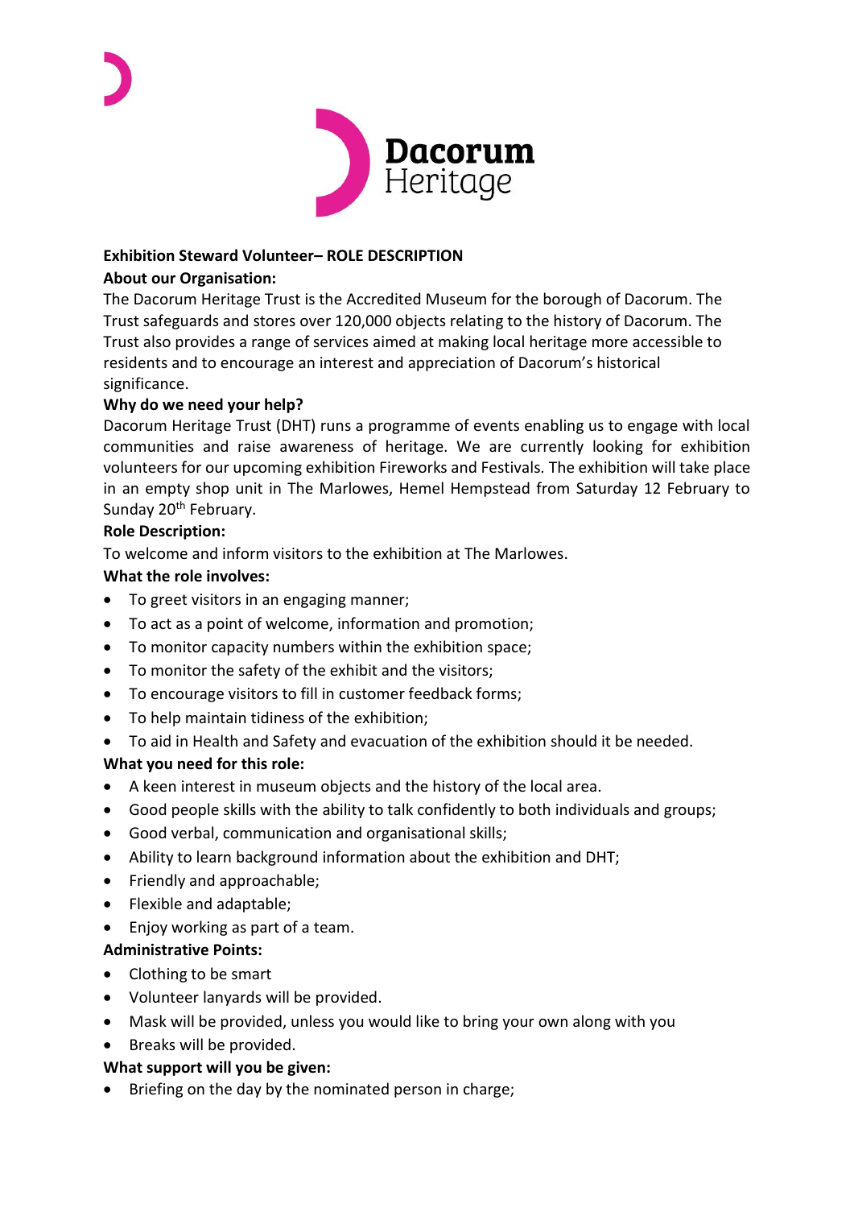**Exhibition Steward Volunteer– ROLE DESCRIPTION**

**About our Organisation:**

The Dacorum Heritage Trust is the Accredited Museum for the borough of Dacorum. The Trust safeguards and stores over 120,000 objects relating to the history of Dacorum. The Trust also provides a range of services aimed at making local heritage more accessible to residents and to encourage an interest and appreciation of Dacorum's historical significance.

**Why do we need your help?**

Dacorum Heritage Trust (DHT) runs a programme of events enabling us to engage with local communities and raise awareness of heritage. We are currently looking for exhibition volunteers for our upcoming exhibition Fireworks and Festivals. The exhibition will take place in an empty shop unit in The Marlowes, Hemel Hempstead from Saturday 12 February to Sunday 20th February.

**Role Description:**

To welcome and inform visitors to the exhibition at The Marlowes.

**What the role involves:**

- To greet visitors in an engaging manner;
- To act as a point of welcome, information and promotion;
- To monitor capacity numbers within the exhibition space;
- To monitor the safety of the exhibit and the visitors;
- To encourage visitors to fill in customer feedback forms;
- To help maintain tidiness of the exhibition;
- To aid in Health and Safety and evacuation of the exhibition should it be needed.

**What you need for this role:**

- A keen interest in museum objects and the history of the local area.
- Good people skills with the ability to talk confidently to both individuals and groups;
- Good verbal, communication and organisational skills;
- Ability to learn background information about the exhibition and DHT;
- Friendly and approachable;
- Flexible and adaptable;
- Enjoy working as part of a team.

**Administrative Points:**

- Clothing to be smart
- Volunteer lanyards will be provided.
- Mask will be provided, unless you would like to bring your own along with you
- Breaks will be provided.

**What support will you be given:**

- Briefing on the day by the nominated person in charge;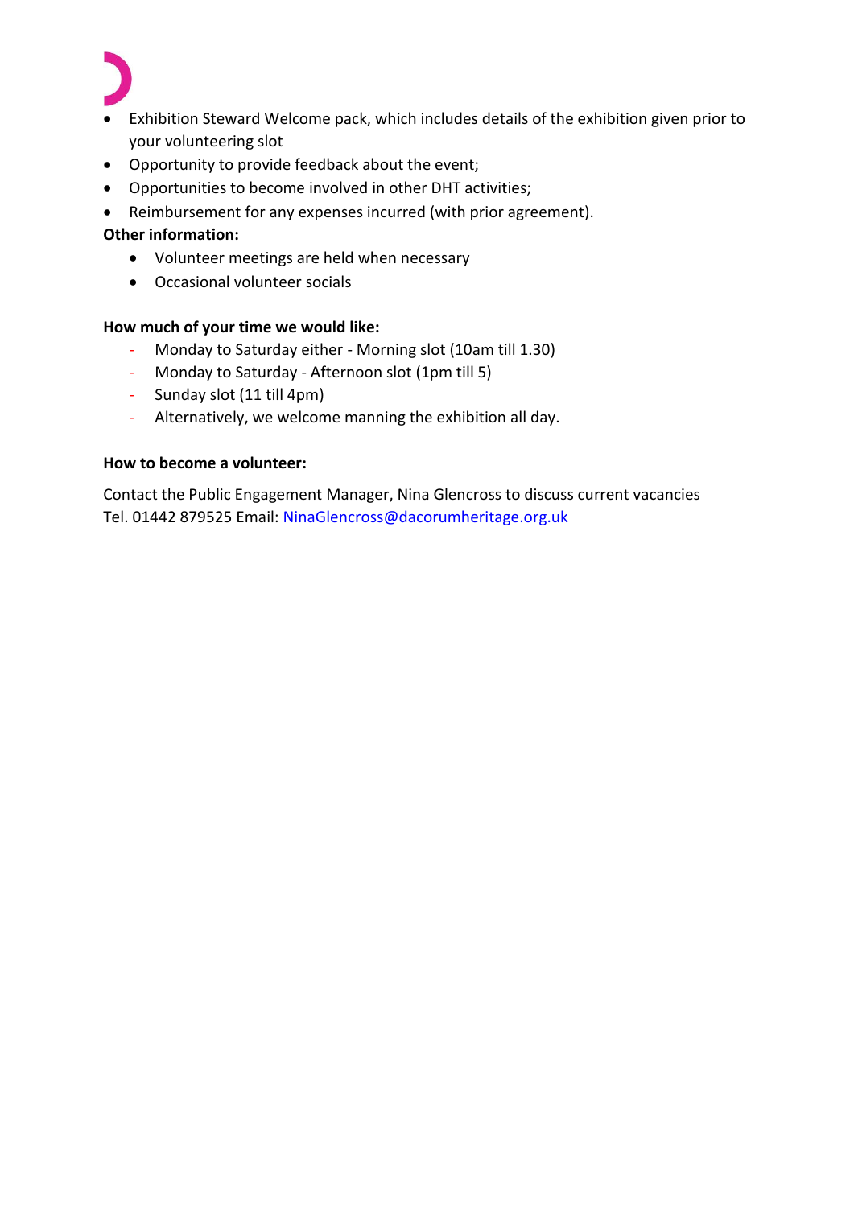- Exhibition Steward Welcome pack, which includes details of the exhibition given prior to your volunteering slot
- Opportunity to provide feedback about the event;
- Opportunities to become involved in other DHT activities;
- Reimbursement for any expenses incurred (with prior agreement).

**Other information:**

- Volunteer meetings are held when necessary
- Occasional volunteer socials

**How much of your time we would like:**

- Monday to Saturday either - Morning slot (10am till 1.30)
- Monday to Saturday - Afternoon slot (1pm till 5)
- Sunday slot (11 till 4pm)
- Alternatively, we welcome manning the exhibition all day.

**How to become a volunteer:**

Contact the Public Engagement Manager, Nina Glencross to discuss current vacancies
Tel. 01442 879525 Email: NinaGlencross@dacorumheritage.org.uk